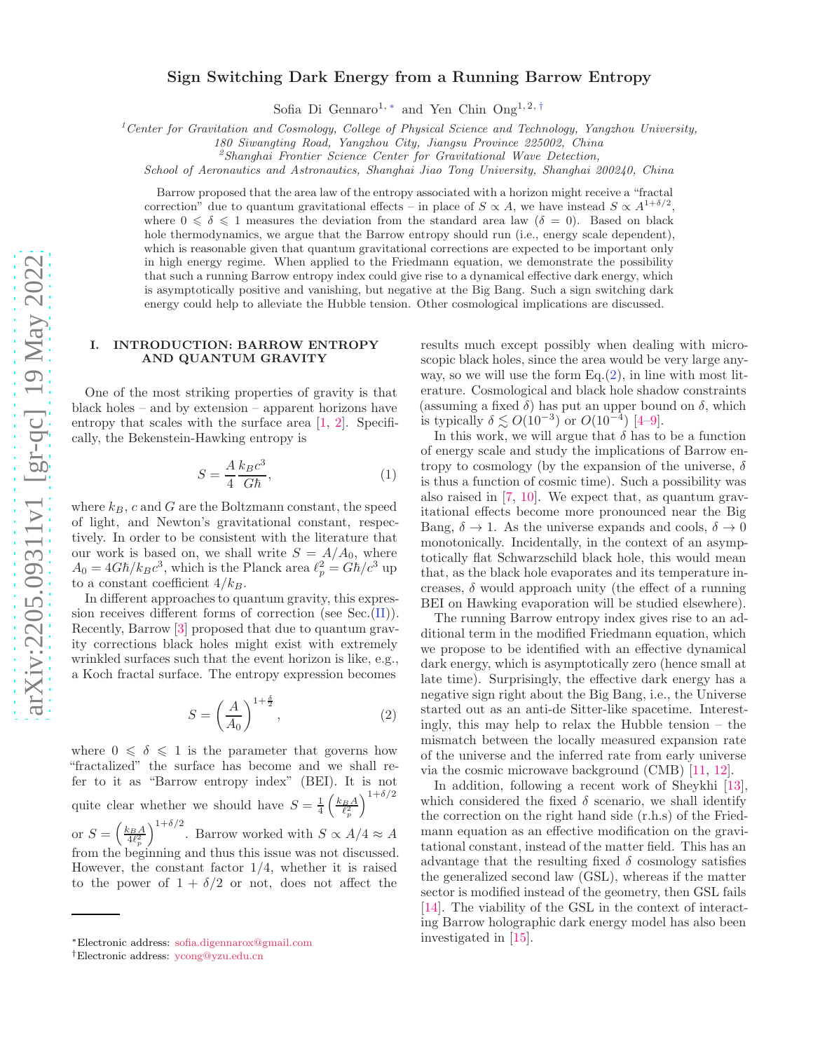# Sign Switching Dark Energy from a Running Barrow Entropy

Sofia Di Gennaro[1,*] and Yen Chin Ong[1,2,†]

[1]Center for Gravitation and Cosmology, College of Physical Science and Technology, Yangzhou University, 180 Siwangting Road, Yangzhou City, Jiangsu Province 225002, China

[2]Shanghai Frontier Science Center for Gravitational Wave Detection, School of Aeronautics and Astronautics, Shanghai Jiao Tong University, Shanghai 200240, China

Barrow proposed that the area law of the entropy associated with a horizon might receive a "fractal correction" due to quantum gravitational effects – in place of $S \propto A$, we have instead $S \propto A^{1+\delta/2}$, where $0 \leqslant \delta \leqslant 1$ measures the deviation from the standard area law ($\delta = 0$). Based on black hole thermodynamics, we argue that the Barrow entropy should run (i.e., energy scale dependent), which is reasonable given that quantum gravitational corrections are expected to be important only in high energy regime. When applied to the Friedmann equation, we demonstrate the possibility that such a running Barrow entropy index could give rise to a dynamical effective dark energy, which is asymptotically positive and vanishing, but negative at the Big Bang. Such a sign switching dark energy could help to alleviate the Hubble tension. Other cosmological implications are discussed.

## I. INTRODUCTION: BARROW ENTROPY AND QUANTUM GRAVITY

One of the most striking properties of gravity is that black holes – and by extension – apparent horizons have entropy that scales with the surface area [1, 2]. Specifically, the Bekenstein-Hawking entropy is

$$S = \frac{A}{4}\frac{k_B c^3}{G\hbar}, \tag{1}$$

where $k_B$, $c$ and $G$ are the Boltzmann constant, the speed of light, and Newton's gravitational constant, respectively. In order to be consistent with the literature that our work is based on, we shall write $S = A/A_0$, where $A_0 = 4G\hbar/k_B c^3$, which is the Planck area $\ell_p^2 = G\hbar/c^3$ up to a constant coefficient $4/k_B$.

In different approaches to quantum gravity, this expression receives different forms of correction (see Sec.(II)). Recently, Barrow [3] proposed that due to quantum gravity corrections black holes might exist with extremely wrinkled surfaces such that the event horizon is like, e.g., a Koch fractal surface. The entropy expression becomes

$$S = \left(\frac{A}{A_0}\right)^{1+\frac{\delta}{2}}, \tag{2}$$

where $0 \leqslant \delta \leqslant 1$ is the parameter that governs how "fractalized" the surface has become and we shall refer to it as "Barrow entropy index" (BEI). It is not quite clear whether we should have $S = \frac{1}{4}\left(\frac{k_B A}{\ell_p^2}\right)^{1+\delta/2}$ or $S = \left(\frac{k_B A}{4\ell_p^2}\right)^{1+\delta/2}$. Barrow worked with $S \propto A/4 \approx A$ from the beginning and thus this issue was not discussed. However, the constant factor $1/4$, whether it is raised to the power of $1 + \delta/2$ or not, does not affect the results much except possibly when dealing with microscopic black holes, since the area would be very large anyway, so we will use the form Eq.(2), in line with most literature. Cosmological and black hole shadow constraints (assuming a fixed $\delta$) has put an upper bound on $\delta$, which is typically $\delta \lesssim O(10^{-3})$ or $O(10^{-4})$ [4–9].

In this work, we will argue that $\delta$ has to be a function of energy scale and study the implications of Barrow entropy to cosmology (by the expansion of the universe, $\delta$ is thus a function of cosmic time). Such a possibility was also raised in [7, 10]. We expect that, as quantum gravitational effects become more pronounced near the Big Bang, $\delta \to 1$. As the universe expands and cools, $\delta \to 0$ monotonically. Incidentally, in the context of an asymptotically flat Schwarzschild black hole, this would mean that, as the black hole evaporates and its temperature increases, $\delta$ would approach unity (the effect of a running BEI on Hawking evaporation will be studied elsewhere).

The running Barrow entropy index gives rise to an additional term in the modified Friedmann equation, which we propose to be identified with an effective dynamical dark energy, which is asymptotically zero (hence small at late time). Surprisingly, the effective dark energy has a negative sign right about the Big Bang, i.e., the Universe started out as an anti-de Sitter-like spacetime. Interestingly, this may help to relax the Hubble tension – the mismatch between the locally measured expansion rate of the universe and the inferred rate from early universe via the cosmic microwave background (CMB) [11, 12].

In addition, following a recent work of Sheykhi [13], which considered the fixed $\delta$ scenario, we shall identify the correction on the right hand side (r.h.s) of the Friedmann equation as an effective modification on the gravitational constant, instead of the matter field. This has an advantage that the resulting fixed $\delta$ cosmology satisfies the generalized second law (GSL), whereas if the matter sector is modified instead of the geometry, then GSL fails [14]. The viability of the GSL in the context of interacting Barrow holographic dark energy model has also been investigated in [15].

*Electronic address: sofia.digennarox@gmail.com

†Electronic address: ycong@yzu.edu.cn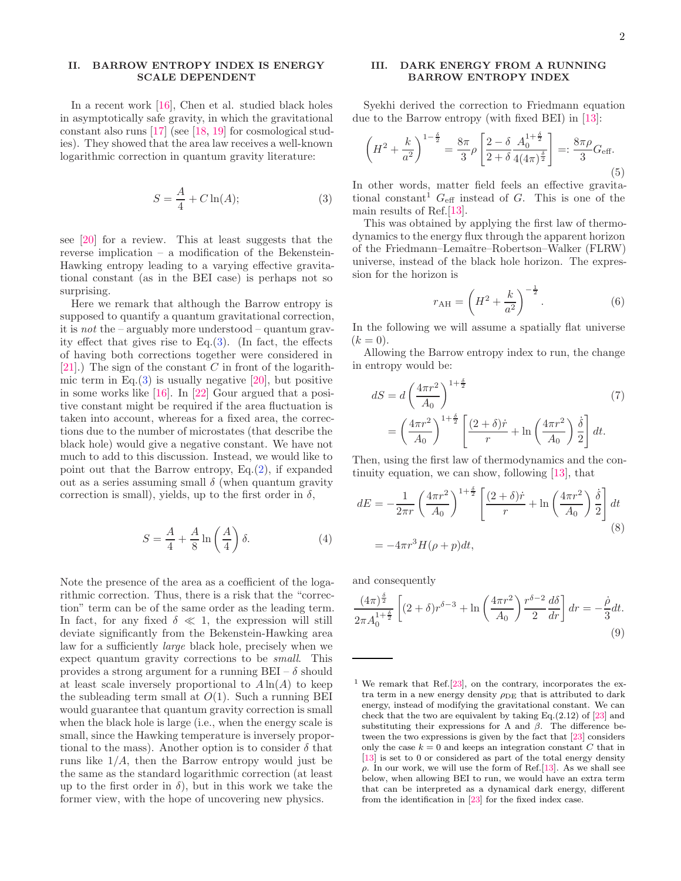## II. BARROW ENTROPY INDEX IS ENERGY SCALE DEPENDENT

In a recent work [16], Chen et al. studied black holes in asymptotically safe gravity, in which the gravitational constant also runs [17] (see [18, 19] for cosmological studies). They showed that the area law receives a well-known logarithmic correction in quantum gravity literature:

$$S = \frac{A}{4} + C\ln(A); \tag{3}$$

see [20] for a review. This at least suggests that the reverse implication – a modification of the Bekenstein-Hawking entropy leading to a varying effective gravitational constant (as in the BEI case) is perhaps not so surprising.

Here we remark that although the Barrow entropy is supposed to quantify a quantum gravitational correction, it is *not* the – arguably more understood – quantum gravity effect that gives rise to Eq.(3). (In fact, the effects of having both corrections together were considered in [21].) The sign of the constant $C$ in front of the logarithmic term in Eq.(3) is usually negative [20], but positive in some works like [16]. In [22] Gour argued that a positive constant might be required if the area fluctuation is taken into account, whereas for a fixed area, the corrections due to the number of microstates (that describe the black hole) would give a negative constant. We have not much to add to this discussion. Instead, we would like to point out that the Barrow entropy, Eq.(2), if expanded out as a series assuming small $\delta$ (when quantum gravity correction is small), yields, up to the first order in $\delta$,

$$S = \frac{A}{4} + \frac{A}{8}\ln\left(\frac{A}{4}\right)\delta. \tag{4}$$

Note the presence of the area as a coefficient of the logarithmic correction. Thus, there is a risk that the "correction" term can be of the same order as the leading term. In fact, for any fixed $\delta \ll 1$, the expression will still deviate significantly from the Bekenstein-Hawking area law for a sufficiently *large* black hole, precisely when we expect quantum gravity corrections to be *small*. This provides a strong argument for a running BEI – $\delta$ should at least scale inversely proportional to $A\ln(A)$ to keep the subleading term small at $O(1)$. Such a running BEI would guarantee that quantum gravity correction is small when the black hole is large (i.e., when the energy scale is small, since the Hawking temperature is inversely proportional to the mass). Another option is to consider $\delta$ that runs like $1/A$, then the Barrow entropy would just be the same as the standard logarithmic correction (at least up to the first order in $\delta$), but in this work we take the former view, with the hope of uncovering new physics.

## III. DARK ENERGY FROM A RUNNING BARROW ENTROPY INDEX

Syekhi derived the correction to Friedmann equation due to the Barrow entropy (with fixed BEI) in [13]:

$$\left(H^2 + \frac{k}{a^2}\right)^{1-\frac{\delta}{2}} = \frac{8\pi}{3}\rho\left[\frac{2-\delta}{2+\delta}\frac{A_0^{1+\frac{\delta}{2}}}{4(4\pi)^{\frac{\delta}{2}}}\right] =: \frac{8\pi\rho}{3}G_{\text{eff}}. \tag{5}$$

In other words, matter field feels an effective gravitational constant[1] $G_{\text{eff}}$ instead of $G$. This is one of the main results of Ref.[13].

This was obtained by applying the first law of thermodynamics to the energy flux through the apparent horizon of the Friedmann–Lemaître–Robertson–Walker (FLRW) universe, instead of the black hole horizon. The expression for the horizon is

$$r_{\text{AH}} = \left(H^2 + \frac{k}{a^2}\right)^{-\frac{1}{2}}. \tag{6}$$

In the following we will assume a spatially flat universe ($k = 0$).

Allowing the Barrow entropy index to run, the change in entropy would be:

$$\begin{aligned} dS &= d\left(\frac{4\pi r^2}{A_0}\right)^{1+\frac{\delta}{2}} \\ &= \left(\frac{4\pi r^2}{A_0}\right)^{1+\frac{\delta}{2}}\left[\frac{(2+\delta)\dot{r}}{r} + \ln\left(\frac{4\pi r^2}{A_0}\right)\frac{\dot{\delta}}{2}\right]dt. \end{aligned} \tag{7}$$

Then, using the first law of thermodynamics and the continuity equation, we can show, following [13], that

$$\begin{aligned} dE &= -\frac{1}{2\pi r}\left(\frac{4\pi r^2}{A_0}\right)^{1+\frac{\delta}{2}}\left[\frac{(2+\delta)\dot{r}}{r} + \ln\left(\frac{4\pi r^2}{A_0}\right)\frac{\dot{\delta}}{2}\right]dt \\ &= -4\pi r^3 H(\rho + p)dt, \end{aligned} \tag{8}$$

and consequently

$$\frac{(4\pi)^{\frac{\delta}{2}}}{2\pi A_0^{1+\frac{\delta}{2}}}\left[(2+\delta)r^{\delta-3} + \ln\left(\frac{4\pi r^2}{A_0}\right)\frac{r^{\delta-2}}{2}\frac{d\delta}{dr}\right]dr = -\frac{\dot{\rho}}{3}dt. \tag{9}$$

---

[1] We remark that Ref.[23], on the contrary, incorporates the extra term in a new energy density $\rho_{\text{DE}}$ that is attributed to dark energy, instead of modifying the gravitational constant. We can check that the two are equivalent by taking Eq.(2.12) of [23] and substituting their expressions for $\Lambda$ and $\beta$. The difference between the two expressions is given by the fact that [23] considers only the case $k = 0$ and keeps an integration constant $C$ that in [13] is set to 0 or considered as part of the total energy density $\rho$. In our work, we will use the form of Ref.[13]. As we shall see below, when allowing BEI to run, we would have an extra term that can be interpreted as a dynamical dark energy, different from the identification in [23] for the fixed index case.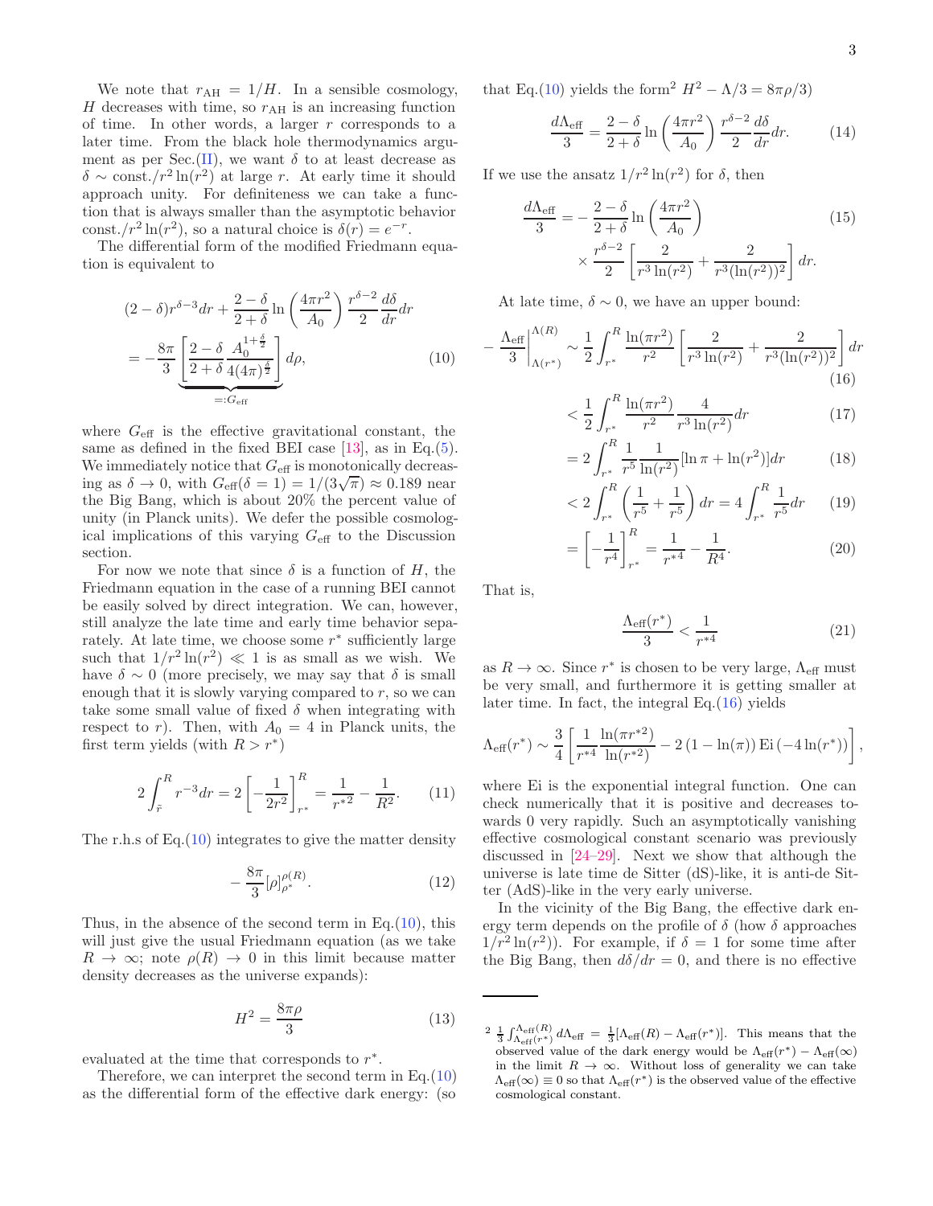We note that $r_{\rm AH} = 1/H$. In a sensible cosmology, $H$ decreases with time, so $r_{\rm AH}$ is an increasing function of time. In other words, a larger $r$ corresponds to a later time. From the black hole thermodynamics argument as per Sec.(II), we want $\delta$ to at least decrease as $\delta \sim \text{const.}/r^2 \ln(r^2)$ at large $r$. At early time it should approach unity. For definiteness we can take a function that is always smaller than the asymptotic behavior $\text{const.}/r^2 \ln(r^2)$, so a natural choice is $\delta(r) = e^{-r}$.

The differential form of the modified Friedmann equation is equivalent to

$$(2-\delta) r^{\delta-3} dr + \frac{2-\delta}{2+\delta} \ln\left(\frac{4\pi r^2}{A_0}\right) \frac{r^{\delta-2}}{2} \frac{d\delta}{dr} dr$$
$$= -\frac{8\pi}{3} \underbrace{\left[\frac{2-\delta}{2+\delta} \frac{A_0^{1+\frac{\delta}{2}}}{4(4\pi)^{\frac{\delta}{2}}}\right]}_{=:G_{\rm eff}} d\rho, \tag{10}$$

where $G_{\rm eff}$ is the effective gravitational constant, the same as defined in the fixed BEI case [13], as in Eq.(5). We immediately notice that $G_{\rm eff}$ is monotonically decreasing as $\delta \to 0$, with $G_{\rm eff}(\delta = 1) = 1/(3\sqrt{\pi}) \approx 0.189$ near the Big Bang, which is about 20% the percent value of unity (in Planck units). We defer the possible cosmological implications of this varying $G_{\rm eff}$ to the Discussion section.

For now we note that since $\delta$ is a function of $H$, the Friedmann equation in the case of a running BEI cannot be easily solved by direct integration. We can, however, still analyze the late time and early time behavior separately. At late time, we choose some $r^*$ sufficiently large such that $1/r^2 \ln(r^2) \ll 1$ is as small as we wish. We have $\delta \sim 0$ (more precisely, we may say that $\delta$ is small enough that it is slowly varying compared to $r$, so we can take some small value of fixed $\delta$ when integrating with respect to $r$). Then, with $A_0 = 4$ in Planck units, the first term yields (with $R > r^*$)

$$2\int_{\tilde{r}}^{R} r^{-3} dr = 2\left[-\frac{1}{2r^2}\right]_{r^*}^{R} = \frac{1}{r^{*2}} - \frac{1}{R^2}. \tag{11}$$

The r.h.s of Eq.(10) integrates to give the matter density

$$-\frac{8\pi}{3}[\rho]_{\rho^*}^{\rho(R)}. \tag{12}$$

Thus, in the absence of the second term in Eq.(10), this will just give the usual Friedmann equation (as we take $R \to \infty$; note $\rho(R) \to 0$ in this limit because matter density decreases as the universe expands):

$$H^2 = \frac{8\pi\rho}{3} \tag{13}$$

evaluated at the time that corresponds to $r^*$.

Therefore, we can interpret the second term in Eq.(10) as the differential form of the effective dark energy: (so that Eq.(10) yields the form[2] $H^2 - \Lambda/3 = 8\pi\rho/3$)

$$\frac{d\Lambda_{\rm eff}}{3} = \frac{2-\delta}{2+\delta} \ln\left(\frac{4\pi r^2}{A_0}\right) \frac{r^{\delta-2}}{2} \frac{d\delta}{dr} dr. \tag{14}$$

If we use the ansatz $1/r^2 \ln(r^2)$ for $\delta$, then

$$\frac{d\Lambda_{\rm eff}}{3} = -\frac{2-\delta}{2+\delta} \ln\left(\frac{4\pi r^2}{A_0}\right) \times \frac{r^{\delta-2}}{2}\left[\frac{2}{r^3 \ln(r^2)} + \frac{2}{r^3(\ln(r^2))^2}\right] dr. \tag{15}$$

At late time, $\delta \sim 0$, we have an upper bound:

$$-\left.\frac{\Lambda_{\rm eff}}{3}\right|_{\Lambda(r^*)}^{\Lambda(R)} \sim \frac{1}{2}\int_{r^*}^{R} \frac{\ln(\pi r^2)}{r^2}\left[\frac{2}{r^3 \ln(r^2)} + \frac{2}{r^3(\ln(r^2))^2}\right] dr \tag{16}$$

$$< \frac{1}{2}\int_{r^*}^{R} \frac{\ln(\pi r^2)}{r^2} \frac{4}{r^3 \ln(r^2)} dr \tag{17}$$

$$= 2\int_{r^*}^{R} \frac{1}{r^5} \frac{1}{\ln(r^2)}[\ln\pi + \ln(r^2)] dr \tag{18}$$

$$< 2\int_{r^*}^{R} \left(\frac{1}{r^5} + \frac{1}{r^5}\right) dr = 4\int_{r^*}^{R} \frac{1}{r^5} dr \tag{19}$$

$$= \left[-\frac{1}{r^4}\right]_{r^*}^{R} = \frac{1}{r^{*4}} - \frac{1}{R^4}. \tag{20}$$

That is,

$$\frac{\Lambda_{\rm eff}(r^*)}{3} < \frac{1}{r^{*4}} \tag{21}$$

as $R \to \infty$. Since $r^*$ is chosen to be very large, $\Lambda_{\rm eff}$ must be very small, and furthermore it is getting smaller at later time. In fact, the integral Eq.(16) yields

$$\Lambda_{\rm eff}(r^*) \sim \frac{3}{4}\left[\frac{1}{r^{*4}} \frac{\ln(\pi r^{*2})}{\ln(r^{*2})} - 2\left(1 - \ln(\pi)\right) \text{Ei}\left(-4\ln(r^*)\right)\right],$$

where Ei is the exponential integral function. One can check numerically that it is positive and decreases towards 0 very rapidly. Such an asymptotically vanishing effective cosmological constant scenario was previously discussed in [24–29]. Next we show that although the universe is late time de Sitter (dS)-like, it is anti-de Sitter (AdS)-like in the very early universe.

In the vicinity of the Big Bang, the effective dark energy term depends on the profile of $\delta$ (how $\delta$ approaches $1/r^2 \ln(r^2)$). For example, if $\delta = 1$ for some time after the Big Bang, then $d\delta/dr = 0$, and there is no effective

---

[2] $\frac{1}{3}\int_{\Lambda_{\rm eff}(r^*)}^{\Lambda_{\rm eff}(R)} d\Lambda_{\rm eff} = \frac{1}{3}[\Lambda_{\rm eff}(R) - \Lambda_{\rm eff}(r^*)]$. This means that the observed value of the dark energy would be $\Lambda_{\rm eff}(r^*) - \Lambda_{\rm eff}(\infty)$ in the limit $R \to \infty$. Without loss of generality we can take $\Lambda_{\rm eff}(\infty) \equiv 0$ so that $\Lambda_{\rm eff}(r^*)$ is the observed value of the effective cosmological constant.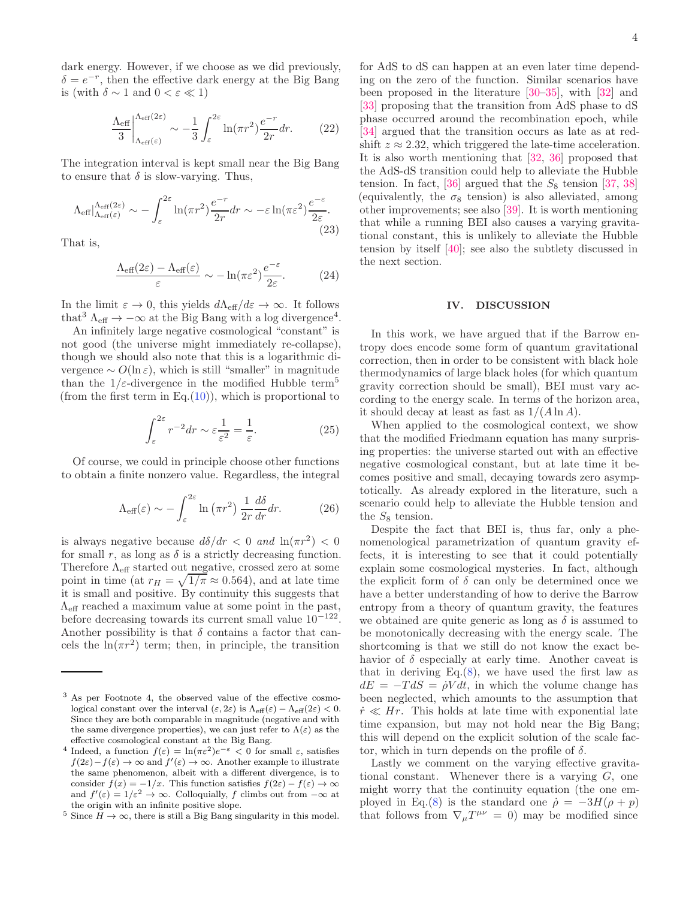dark energy. However, if we choose as we did previously, $\delta = e^{-r}$, then the effective dark energy at the Big Bang is (with $\delta \sim 1$ and $0 < \varepsilon \ll 1$)

$$\frac{\Lambda_{\text{eff}}}{3}\bigg|_{\Lambda_{\text{eff}}(\varepsilon)}^{\Lambda_{\text{eff}}(2\varepsilon)} \sim -\frac{1}{3}\int_{\varepsilon}^{2\varepsilon} \ln(\pi r^2)\frac{e^{-r}}{2r}dr. \tag{22}$$

The integration interval is kept small near the Big Bang to ensure that $\delta$ is slow-varying. Thus,

$$\Lambda_{\text{eff}}\big|_{\Lambda_{\text{eff}}(\varepsilon)}^{\Lambda_{\text{eff}}(2\varepsilon)} \sim -\int_{\varepsilon}^{2\varepsilon} \ln(\pi r^2)\frac{e^{-r}}{2r}dr \sim -\varepsilon \ln(\pi\varepsilon^2)\frac{e^{-\varepsilon}}{2\varepsilon}. \tag{23}$$

That is,

$$\frac{\Lambda_{\text{eff}}(2\varepsilon) - \Lambda_{\text{eff}}(\varepsilon)}{\varepsilon} \sim -\ln(\pi\varepsilon^2)\frac{e^{-\varepsilon}}{2\varepsilon}. \tag{24}$$

In the limit $\varepsilon \to 0$, this yields $d\Lambda_{\text{eff}}/d\varepsilon \to \infty$. It follows that[3] $\Lambda_{\text{eff}} \to -\infty$ at the Big Bang with a log divergence[4].

An infinitely large negative cosmological "constant" is not good (the universe might immediately re-collapse), though we should also note that this is a logarithmic divergence $\sim O(\ln \varepsilon)$, which is still "smaller" in magnitude than the $1/\varepsilon$-divergence in the modified Hubble term[5] (from the first term in Eq.(10)), which is proportional to

$$\int_{\varepsilon}^{2\varepsilon} r^{-2}dr \sim \varepsilon\frac{1}{\varepsilon^2} = \frac{1}{\varepsilon}. \tag{25}$$

Of course, we could in principle choose other functions to obtain a finite nonzero value. Regardless, the integral

$$\Lambda_{\text{eff}}(\varepsilon) \sim -\int_{\varepsilon}^{2\varepsilon} \ln\left(\pi r^2\right)\frac{1}{2r}\frac{d\delta}{dr}dr. \tag{26}$$

is always negative because $d\delta/dr < 0$ *and* $\ln(\pi r^2) < 0$ for small $r$, as long as $\delta$ is a strictly decreasing function. Therefore $\Lambda_{\text{eff}}$ started out negative, crossed zero at some point in time (at $r_H = \sqrt{1/\pi} \approx 0.564$), and at late time it is small and positive. By continuity this suggests that $\Lambda_{\text{eff}}$ reached a maximum value at some point in the past, before decreasing towards its current small value $10^{-122}$. Another possibility is that $\delta$ contains a factor that cancels the $\ln(\pi r^2)$ term; then, in principle, the transition for AdS to dS can happen at an even later time depending on the zero of the function. Similar scenarios have been proposed in the literature [30–35], with [32] and [33] proposing that the transition from AdS phase to dS phase occurred around the recombination epoch, while [34] argued that the transition occurs as late as at redshift $z \approx 2.32$, which triggered the late-time acceleration. It is also worth mentioning that [32, 36] proposed that the AdS-dS transition could help to alleviate the Hubble tension. In fact, [36] argued that the $S_8$ tension [37, 38] (equivalently, the $\sigma_8$ tension) is also alleviated, among other improvements; see also [39]. It is worth mentioning that while a running BEI also causes a varying gravitational constant, this is unlikely to alleviate the Hubble tension by itself [40]; see also the subtlety discussed in the next section.

## IV. DISCUSSION

In this work, we have argued that if the Barrow entropy does encode some form of quantum gravitational correction, then in order to be consistent with black hole thermodynamics of large black holes (for which quantum gravity correction should be small), BEI must vary according to the energy scale. In terms of the horizon area, it should decay at least as fast as $1/(A \ln A)$.

When applied to the cosmological context, we show that the modified Friedmann equation has many surprising properties: the universe started out with an effective negative cosmological constant, but at late time it becomes positive and small, decaying towards zero asymptotically. As already explored in the literature, such a scenario could help to alleviate the Hubble tension and the $S_8$ tension.

Despite the fact that BEI is, thus far, only a phenomenological parametrization of quantum gravity effects, it is interesting to see that it could potentially explain some cosmological mysteries. In fact, although the explicit form of $\delta$ can only be determined once we have a better understanding of how to derive the Barrow entropy from a theory of quantum gravity, the features we obtained are quite generic as long as $\delta$ is assumed to be monotonically decreasing with the energy scale. The shortcoming is that we still do not know the exact behavior of $\delta$ especially at early time. Another caveat is that in deriving Eq.(8), we have used the first law as $dE = -TdS = \dot{\rho}Vdt$, in which the volume change has been neglected, which amounts to the assumption that $\dot{r} \ll Hr$. This holds at late time with exponential late time expansion, but may not hold near the Big Bang; this will depend on the explicit solution of the scale factor, which in turn depends on the profile of $\delta$.

Lastly we comment on the varying effective gravitational constant. Whenever there is a varying $G$, one might worry that the continuity equation (the one employed in Eq.(8) is the standard one $\dot{\rho} = -3H(\rho + p)$ that follows from $\nabla_\mu T^{\mu\nu} = 0$) may be modified since

---

[3] As per Footnote 4, the observed value of the effective cosmological constant over the interval $(\varepsilon, 2\varepsilon)$ is $\Lambda_{\text{eff}}(\varepsilon) - \Lambda_{\text{eff}}(2\varepsilon) < 0$. Since they are both comparable in magnitude (negative and with the same divergence properties), we can just refer to $\Lambda(\varepsilon)$ as the effective cosmological constant at the Big Bang.

[4] Indeed, a function $f(\varepsilon) = \ln(\pi\varepsilon^2)e^{-\varepsilon} < 0$ for small $\varepsilon$, satisfies $f(2\varepsilon) - f(\varepsilon) \to \infty$ and $f'(\varepsilon) \to \infty$. Another example to illustrate the same phenomenon, albeit with a different divergence, is to consider $f(x) = -1/x$. This function satisfies $f(2\varepsilon) - f(\varepsilon) \to \infty$ and $f'(\varepsilon) = 1/\varepsilon^2 \to \infty$. Colloquially, $f$ climbs out from $-\infty$ at the origin with an infinite positive slope.

[5] Since $H \to \infty$, there is still a Big Bang singularity in this model.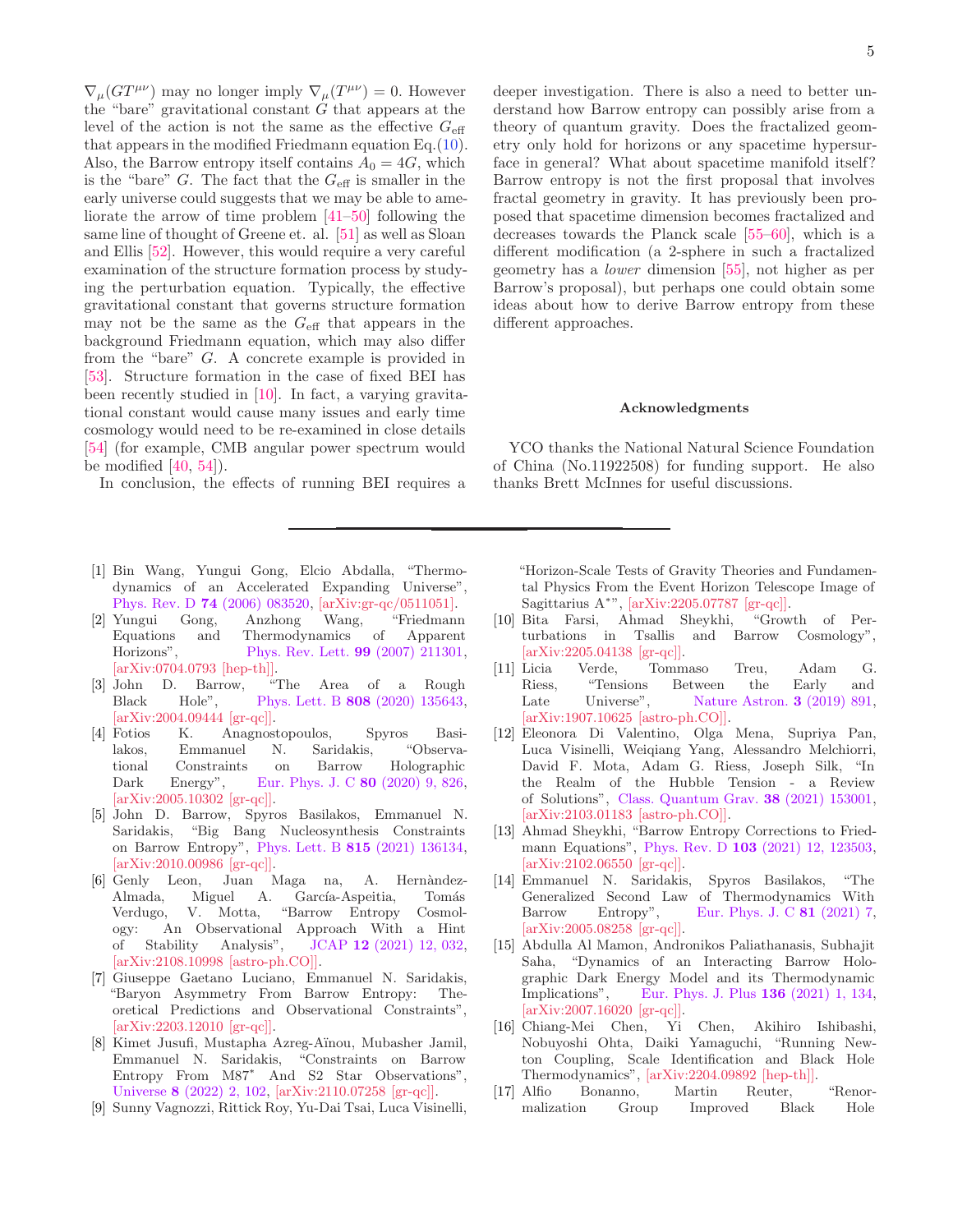$\nabla_\mu(GT^{\mu\nu})$ may no longer imply $\nabla_\mu(T^{\mu\nu}) = 0$. However the "bare" gravitational constant $G$ that appears at the level of the action is not the same as the effective $G_{\text{eff}}$ that appears in the modified Friedmann equation Eq.(10). Also, the Barrow entropy itself contains $A_0 = 4G$, which is the "bare" $G$. The fact that the $G_{\text{eff}}$ is smaller in the early universe could suggests that we may be able to ameliorate the arrow of time problem [41–50] following the same line of thought of Greene et. al. [51] as well as Sloan and Ellis [52]. However, this would require a very careful examination of the structure formation process by studying the perturbation equation. Typically, the effective gravitational constant that governs structure formation may not be the same as the $G_{\text{eff}}$ that appears in the background Friedmann equation, which may also differ from the "bare" $G$. A concrete example is provided in [53]. Structure formation in the case of fixed BEI has been recently studied in [10]. In fact, a varying gravitational constant would cause many issues and early time cosmology would need to be re-examined in close details [54] (for example, CMB angular power spectrum would be modified [40, 54]).

In conclusion, the effects of running BEI requires a deeper investigation. There is also a need to better understand how Barrow entropy can possibly arise from a theory of quantum gravity. Does the fractalized geometry only hold for horizons or any spacetime hypersurface in general? What about spacetime manifold itself? Barrow entropy is not the first proposal that involves fractal geometry in gravity. It has previously been proposed that spacetime dimension becomes fractalized and decreases towards the Planck scale [55–60], which is a different modification (a 2-sphere in such a fractalized geometry has a *lower* dimension [55], not higher as per Barrow's proposal), but perhaps one could obtain some ideas about how to derive Barrow entropy from these different approaches.

### Acknowledgments

YCO thanks the National Natural Science Foundation of China (No.11922508) for funding support. He also thanks Brett McInnes for useful discussions.

---

[1] Bin Wang, Yungui Gong, Elcio Abdalla, "Thermodynamics of an Accelerated Expanding Universe", Phys. Rev. D **74** (2006) 083520, [arXiv:gr-qc/0511051].

[2] Yungui Gong, Anzhong Wang, "Friedmann Equations and Thermodynamics of Apparent Horizons", Phys. Rev. Lett. **99** (2007) 211301, [arXiv:0704.0793 [hep-th]].

[3] John D. Barrow, "The Area of a Rough Black Hole", Phys. Lett. B **808** (2020) 135643, [arXiv:2004.09444 [gr-qc]].

[4] Fotios K. Anagnostopoulos, Spyros Basilakos, Emmanuel N. Saridakis, "Observational Constraints on Barrow Holographic Dark Energy", Eur. Phys. J. C **80** (2020) 9, 826, [arXiv:2005.10302 [gr-qc]].

[5] John D. Barrow, Spyros Basilakos, Emmanuel N. Saridakis, "Big Bang Nucleosynthesis Constraints on Barrow Entropy", Phys. Lett. B **815** (2021) 136134, [arXiv:2010.00986 [gr-qc]].

[6] Genly Leon, Juan Maga na, A. Hernàndez-Almada, Miguel A. García-Aspeitia, Tomás Verdugo, V. Motta, "Barrow Entropy Cosmology: An Observational Approach With a Hint of Stability Analysis", JCAP **12** (2021) 12, 032, [arXiv:2108.10998 [astro-ph.CO]].

[7] Giuseppe Gaetano Luciano, Emmanuel N. Saridakis, "Baryon Asymmetry From Barrow Entropy: Theoretical Predictions and Observational Constraints", [arXiv:2203.12010 [gr-qc]].

[8] Kimet Jusufi, Mustapha Azreg-Aïnou, Mubasher Jamil, Emmanuel N. Saridakis, "Constraints on Barrow Entropy From M87* And S2 Star Observations", Universe **8** (2022) 2, 102, [arXiv:2110.07258 [gr-qc]].

[9] Sunny Vagnozzi, Rittick Roy, Yu-Dai Tsai, Luca Visinelli, "Horizon-Scale Tests of Gravity Theories and Fundamental Physics From the Event Horizon Telescope Image of Sagittarius A*", [arXiv:2205.07787 [gr-qc]].

[10] Bita Farsi, Ahmad Sheykhi, "Growth of Perturbations in Tsallis and Barrow Cosmology", [arXiv:2205.04138 [gr-qc]].

[11] Licia Verde, Tommaso Treu, Adam G. Riess, "Tensions Between the Early and Late Universe", Nature Astron. **3** (2019) 891, [arXiv:1907.10625 [astro-ph.CO]].

[12] Eleonora Di Valentino, Olga Mena, Supriya Pan, Luca Visinelli, Weiqiang Yang, Alessandro Melchiorri, David F. Mota, Adam G. Riess, Joseph Silk, "In the Realm of the Hubble Tension - a Review of Solutions", Class. Quantum Grav. **38** (2021) 153001, [arXiv:2103.01183 [astro-ph.CO]].

[13] Ahmad Sheykhi, "Barrow Entropy Corrections to Friedmann Equations", Phys. Rev. D **103** (2021) 12, 123503, [arXiv:2102.06550 [gr-qc]].

[14] Emmanuel N. Saridakis, Spyros Basilakos, "The Generalized Second Law of Thermodynamics With Barrow Entropy", Eur. Phys. J. C **81** (2021) 7, [arXiv:2005.08258 [gr-qc]].

[15] Abdulla Al Mamon, Andronikos Paliathanasis, Subhajit Saha, "Dynamics of an Interacting Barrow Holographic Dark Energy Model and its Thermodynamic Implications", Eur. Phys. J. Plus **136** (2021) 1, 134, [arXiv:2007.16020 [gr-qc]].

[16] Chiang-Mei Chen, Yi Chen, Akihiro Ishibashi, Nobuyoshi Ohta, Daiki Yamaguchi, "Running Newton Coupling, Scale Identification and Black Hole Thermodynamics", [arXiv:2204.09892 [hep-th]].

[17] Alfio Bonanno, Martin Reuter, "Renormalization Group Improved Black Hole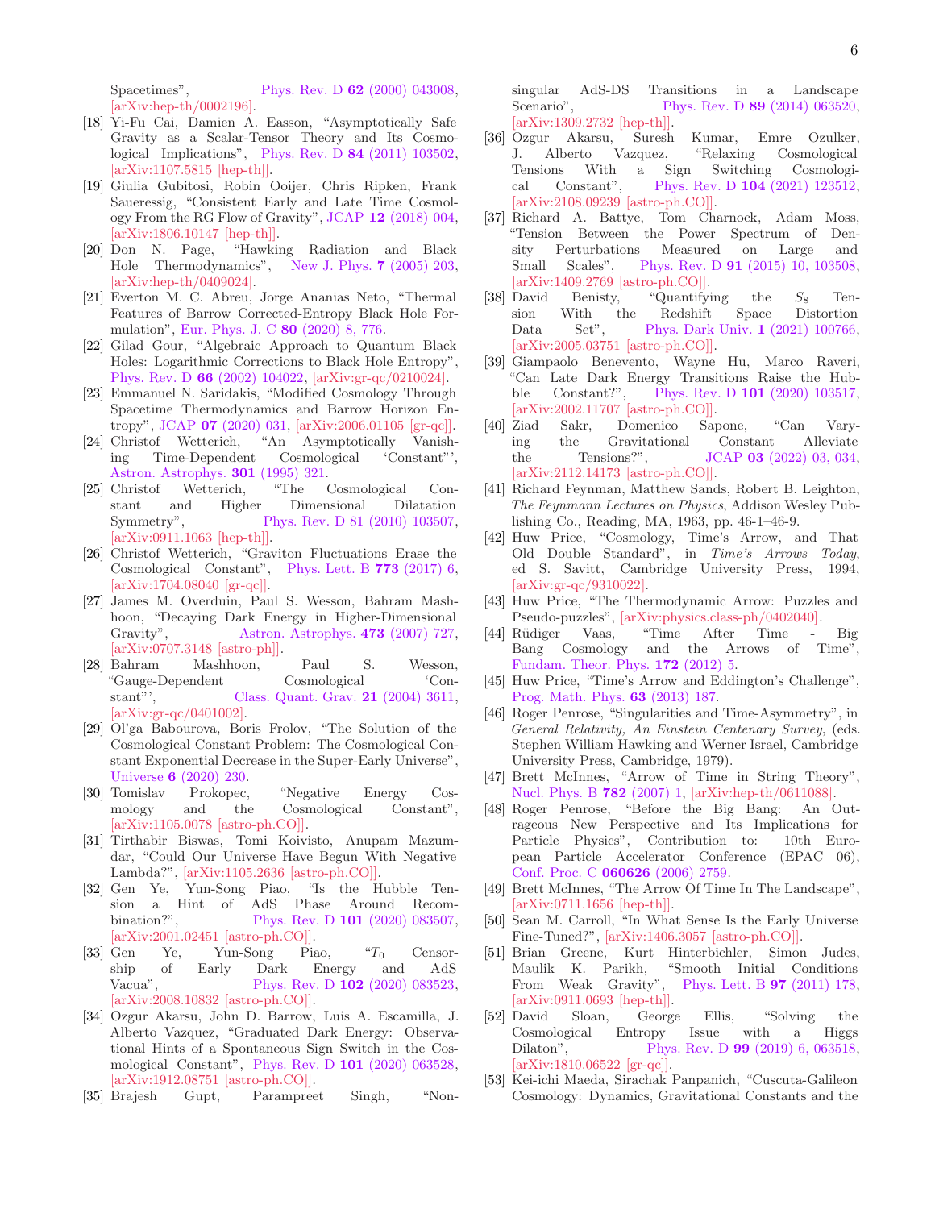Spacetimes", Phys. Rev. D **62** (2000) 043008, [arXiv:hep-th/0002196].

[18] Yi-Fu Cai, Damien A. Easson, "Asymptotically Safe Gravity as a Scalar-Tensor Theory and Its Cosmological Implications", Phys. Rev. D **84** (2011) 103502, [arXiv:1107.5815 [hep-th]].

[19] Giulia Gubitosi, Robin Ooijer, Chris Ripken, Frank Saueressig, "Consistent Early and Late Time Cosmology From the RG Flow of Gravity", JCAP **12** (2018) 004, [arXiv:1806.10147 [hep-th]].

[20] Don N. Page, "Hawking Radiation and Black Hole Thermodynamics", New J. Phys. **7** (2005) 203, [arXiv:hep-th/0409024].

[21] Everton M. C. Abreu, Jorge Ananias Neto, "Thermal Features of Barrow Corrected-Entropy Black Hole Formulation", Eur. Phys. J. C **80** (2020) 8, 776.

[22] Gilad Gour, "Algebraic Approach to Quantum Black Holes: Logarithmic Corrections to Black Hole Entropy", Phys. Rev. D **66** (2002) 104022, [arXiv:gr-qc/0210024].

[23] Emmanuel N. Saridakis, "Modified Cosmology Through Spacetime Thermodynamics and Barrow Horizon Entropy", JCAP **07** (2020) 031, [arXiv:2006.01105 [gr-qc]].

[24] Christof Wetterich, "An Asymptotically Vanishing Time-Dependent Cosmological 'Constant"', Astron. Astrophys. **301** (1995) 321.

[25] Christof Wetterich, "The Cosmological Constant and Higher Dimensional Dilatation Symmetry", Phys. Rev. D 81 (2010) 103507, [arXiv:0911.1063 [hep-th]].

[26] Christof Wetterich, "Graviton Fluctuations Erase the Cosmological Constant", Phys. Lett. B **773** (2017) 6, [arXiv:1704.08040 [gr-qc]].

[27] James M. Overduin, Paul S. Wesson, Bahram Mashhoon, "Decaying Dark Energy in Higher-Dimensional Gravity", Astron. Astrophys. **473** (2007) 727, [arXiv:0707.3148 [astro-ph]].

[28] Bahram Mashhoon, Paul S. Wesson, "Gauge-Dependent Cosmological 'Constant"', Class. Quant. Grav. **21** (2004) 3611, [arXiv:gr-qc/0401002].

[29] Ol'ga Babourova, Boris Frolov, "The Solution of the Cosmological Constant Problem: The Cosmological Constant Exponential Decrease in the Super-Early Universe", Universe **6** (2020) 230.

[30] Tomislav Prokopec, "Negative Energy Cosmology and the Cosmological Constant", [arXiv:1105.0078 [astro-ph.CO]].

[31] Tirthabir Biswas, Tomi Koivisto, Anupam Mazumdar, "Could Our Universe Have Begun With Negative Lambda?", [arXiv:1105.2636 [astro-ph.CO]].

[32] Gen Ye, Yun-Song Piao, "Is the Hubble Tension a Hint of AdS Phase Around Recombination?", Phys. Rev. D **101** (2020) 083507, [arXiv:2001.02451 [astro-ph.CO]].

[33] Gen Ye, Yun-Song Piao, "$T_0$ Censorship of Early Dark Energy and AdS Vacua", Phys. Rev. D **102** (2020) 083523, [arXiv:2008.10832 [astro-ph.CO]].

[34] Ozgur Akarsu, John D. Barrow, Luis A. Escamilla, J. Alberto Vazquez, "Graduated Dark Energy: Observational Hints of a Spontaneous Sign Switch in the Cosmological Constant", Phys. Rev. D **101** (2020) 063528, [arXiv:1912.08751 [astro-ph.CO]].

[35] Brajesh Gupt, Parampreet Singh, "Non-singular AdS-DS Transitions in a Landscape Scenario", Phys. Rev. D **89** (2014) 063520, [arXiv:1309.2732 [hep-th]].

[36] Ozgur Akarsu, Suresh Kumar, Emre Ozulker, J. Alberto Vazquez, "Relaxing Cosmological Tensions With a Sign Switching Cosmological Constant", Phys. Rev. D **104** (2021) 123512, [arXiv:2108.09239 [astro-ph.CO]].

[37] Richard A. Battye, Tom Charnock, Adam Moss, "Tension Between the Power Spectrum of Density Perturbations Measured on Large and Small Scales", Phys. Rev. D **91** (2015) 10, 103508, [arXiv:1409.2769 [astro-ph.CO]].

[38] David Benisty, "Quantifying the $S_8$ Tension With the Redshift Space Distortion Data Set", Phys. Dark Univ. **1** (2021) 100766, [arXiv:2005.03751 [astro-ph.CO]].

[39] Giampaolo Benevento, Wayne Hu, Marco Raveri, "Can Late Dark Energy Transitions Raise the Hubble Constant?", Phys. Rev. D **101** (2020) 103517, [arXiv:2002.11707 [astro-ph.CO]].

[40] Ziad Sakr, Domenico Sapone, "Can Varying the Gravitational Constant Alleviate the Tensions?", JCAP **03** (2022) 03, 034, [arXiv:2112.14173 [astro-ph.CO]].

[41] Richard Feynman, Matthew Sands, Robert B. Leighton, *The Feynmann Lectures on Physics*, Addison Wesley Publishing Co., Reading, MA, 1963, pp. 46-1–46-9.

[42] Huw Price, "Cosmology, Time's Arrow, and That Old Double Standard", in *Time's Arrows Today*, ed S. Savitt, Cambridge University Press, 1994, [arXiv:gr-qc/9310022].

[43] Huw Price, "The Thermodynamic Arrow: Puzzles and Pseudo-puzzles", [arXiv:physics.class-ph/0402040].

[44] Rüdiger Vaas, "Time After Time - Big Bang Cosmology and the Arrows of Time", Fundam. Theor. Phys. **172** (2012) 5.

[45] Huw Price, "Time's Arrow and Eddington's Challenge", Prog. Math. Phys. **63** (2013) 187.

[46] Roger Penrose, "Singularities and Time-Asymmetry", in *General Relativity, An Einstein Centenary Survey*, (eds. Stephen William Hawking and Werner Israel, Cambridge University Press, Cambridge, 1979).

[47] Brett McInnes, "Arrow of Time in String Theory", Nucl. Phys. B **782** (2007) 1, [arXiv:hep-th/0611088].

[48] Roger Penrose, "Before the Big Bang: An Outrageous New Perspective and Its Implications for Particle Physics", Contribution to: 10th European Particle Accelerator Conference (EPAC 06), Conf. Proc. C **060626** (2006) 2759.

[49] Brett McInnes, "The Arrow Of Time In The Landscape", [arXiv:0711.1656 [hep-th]].

[50] Sean M. Carroll, "In What Sense Is the Early Universe Fine-Tuned?", [arXiv:1406.3057 [astro-ph.CO]].

[51] Brian Greene, Kurt Hinterbichler, Simon Judes, Maulik K. Parikh, "Smooth Initial Conditions From Weak Gravity", Phys. Lett. B **97** (2011) 178, [arXiv:0911.0693 [hep-th]].

[52] David Sloan, George Ellis, "Solving the Cosmological Entropy Issue with a Higgs Dilaton", Phys. Rev. D **99** (2019) 6, 063518, [arXiv:1810.06522 [gr-qc]].

[53] Kei-ichi Maeda, Sirachak Panpanich, "Cuscuta-Galileon Cosmology: Dynamics, Gravitational Constants and the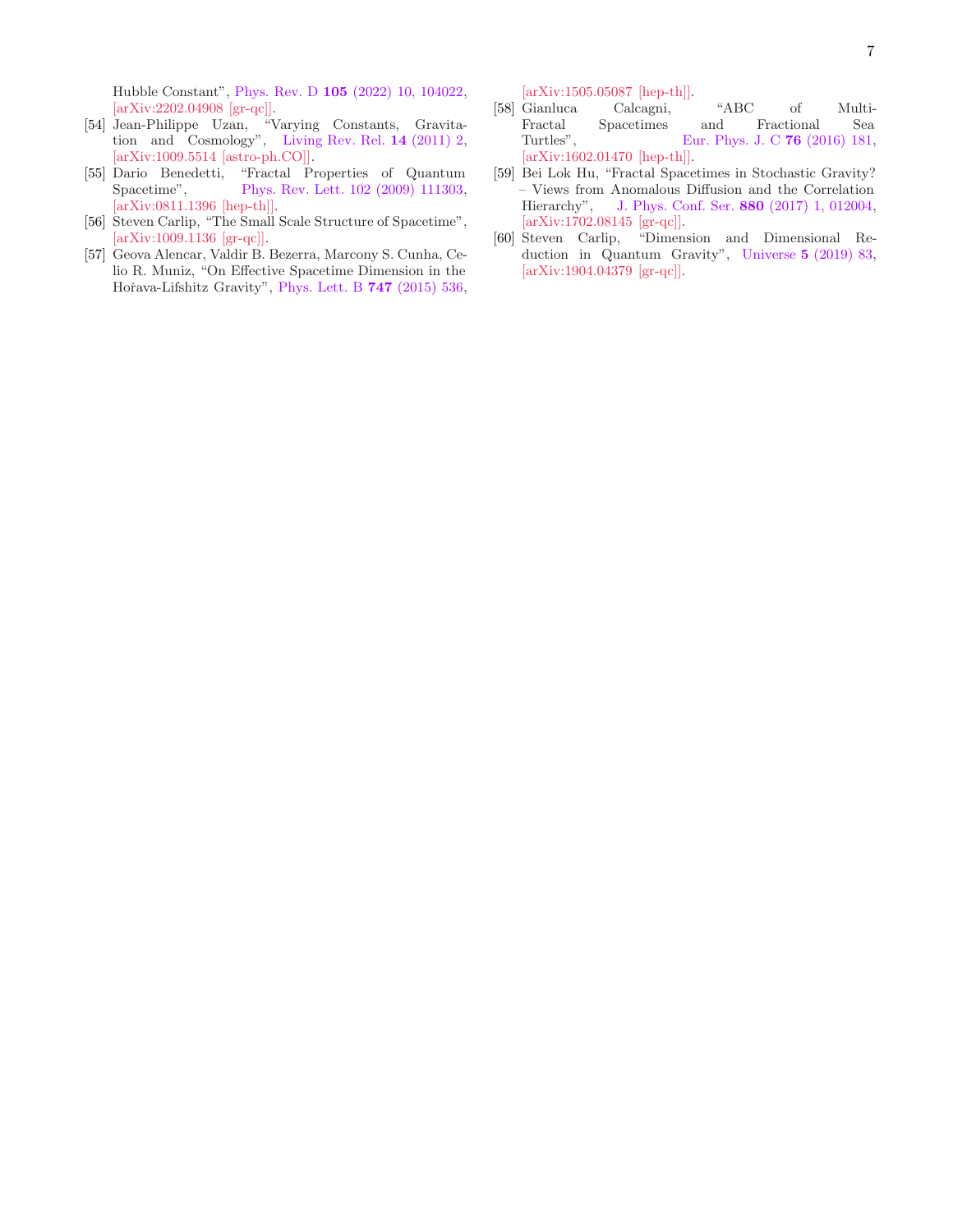Hubble Constant", Phys. Rev. D **105** (2022) 10, 104022, [arXiv:2202.04908 [gr-qc]].

[54] Jean-Philippe Uzan, "Varying Constants, Gravitation and Cosmology", Living Rev. Rel. **14** (2011) 2, [arXiv:1009.5514 [astro-ph.CO]].

[55] Dario Benedetti, "Fractal Properties of Quantum Spacetime", Phys. Rev. Lett. 102 (2009) 111303, [arXiv:0811.1396 [hep-th]].

[56] Steven Carlip, "The Small Scale Structure of Spacetime", [arXiv:1009.1136 [gr-qc]].

[57] Geova Alencar, Valdir B. Bezerra, Marcony S. Cunha, Celio R. Muniz, "On Effective Spacetime Dimension in the Hořava-Lifshitz Gravity", Phys. Lett. B **747** (2015) 536, [arXiv:1505.05087 [hep-th]].

[58] Gianluca Calcagni, "ABC of Multi-Fractal Spacetimes and Fractional Sea Turtles", Eur. Phys. J. C **76** (2016) 181, [arXiv:1602.01470 [hep-th]].

[59] Bei Lok Hu, "Fractal Spacetimes in Stochastic Gravity? – Views from Anomalous Diffusion and the Correlation Hierarchy", J. Phys. Conf. Ser. **880** (2017) 1, 012004, [arXiv:1702.08145 [gr-qc]].

[60] Steven Carlip, "Dimension and Dimensional Reduction in Quantum Gravity", Universe **5** (2019) 83, [arXiv:1904.04379 [gr-qc]].